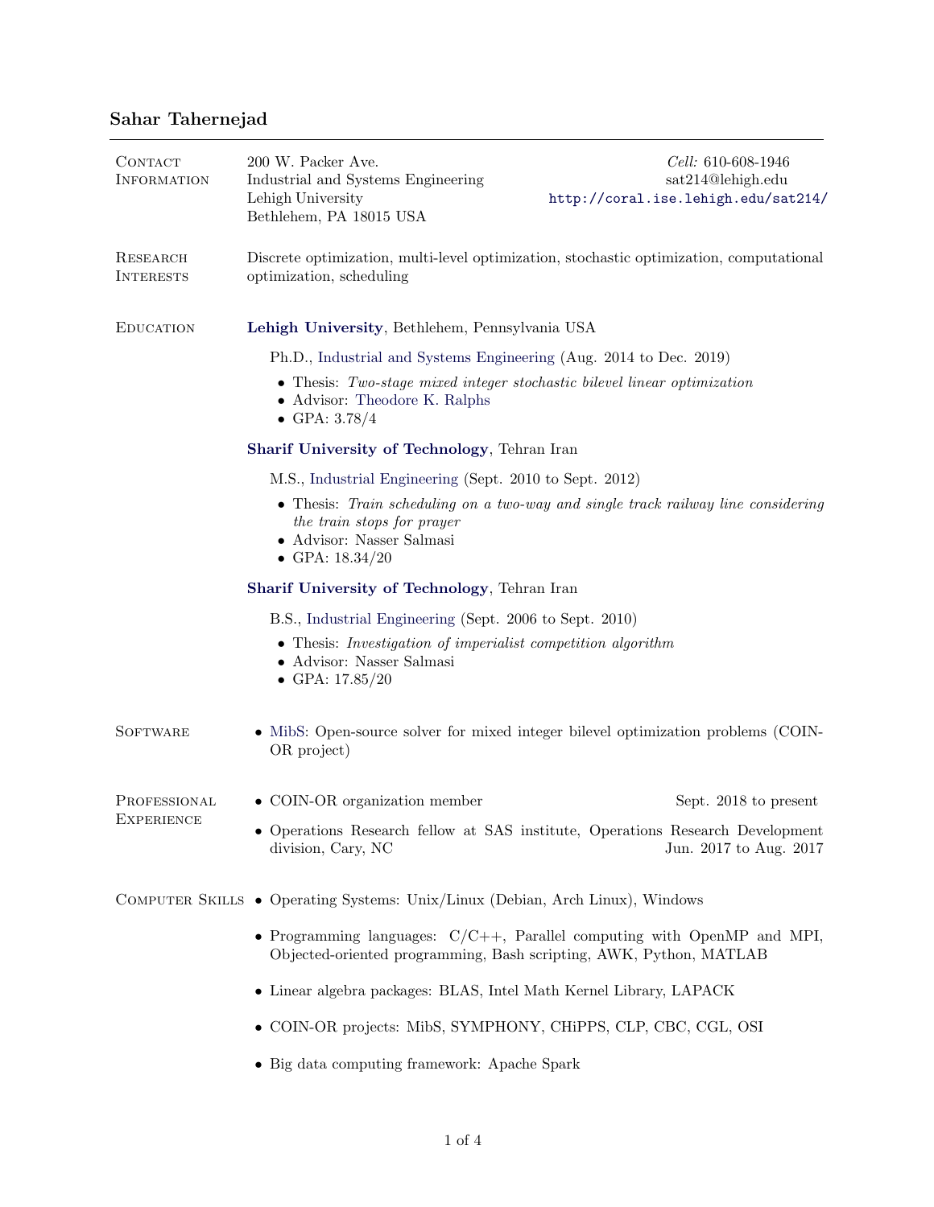# Sahar Tahernejad

## Contact Information

200 W. Packer Ave.
Industrial and Systems Engineering
Lehigh University
Bethlehem, PA 18015 USA

*Cell:* 610-608-1946
sat214@lehigh.edu
http://coral.ise.lehigh.edu/sat214/

## Research Interests

Discrete optimization, multi-level optimization, stochastic optimization, computational optimization, scheduling

## Education

**Lehigh University**, Bethlehem, Pennsylvania USA

Ph.D., Industrial and Systems Engineering (Aug. 2014 to Dec. 2019)

- Thesis: *Two-stage mixed integer stochastic bilevel linear optimization*
- Advisor: Theodore K. Ralphs
- GPA: 3.78/4

**Sharif University of Technology**, Tehran Iran

M.S., Industrial Engineering (Sept. 2010 to Sept. 2012)

- Thesis: *Train scheduling on a two-way and single track railway line considering the train stops for prayer*
- Advisor: Nasser Salmasi
- GPA: 18.34/20

**Sharif University of Technology**, Tehran Iran

B.S., Industrial Engineering (Sept. 2006 to Sept. 2010)

- Thesis: *Investigation of imperialist competition algorithm*
- Advisor: Nasser Salmasi
- GPA: 17.85/20

## Software

- MibS: Open-source solver for mixed integer bilevel optimization problems (COIN-OR project)

## Professional Experience

- COIN-OR organization member — Sept. 2018 to present
- Operations Research fellow at SAS institute, Operations Research Development division, Cary, NC — Jun. 2017 to Aug. 2017

## Computer Skills

- Operating Systems: Unix/Linux (Debian, Arch Linux), Windows
- Programming languages: C/C++, Parallel computing with OpenMP and MPI, Objected-oriented programming, Bash scripting, AWK, Python, MATLAB
- Linear algebra packages: BLAS, Intel Math Kernel Library, LAPACK
- COIN-OR projects: MibS, SYMPHONY, CHiPPS, CLP, CBC, CGL, OSI
- Big data computing framework: Apache Spark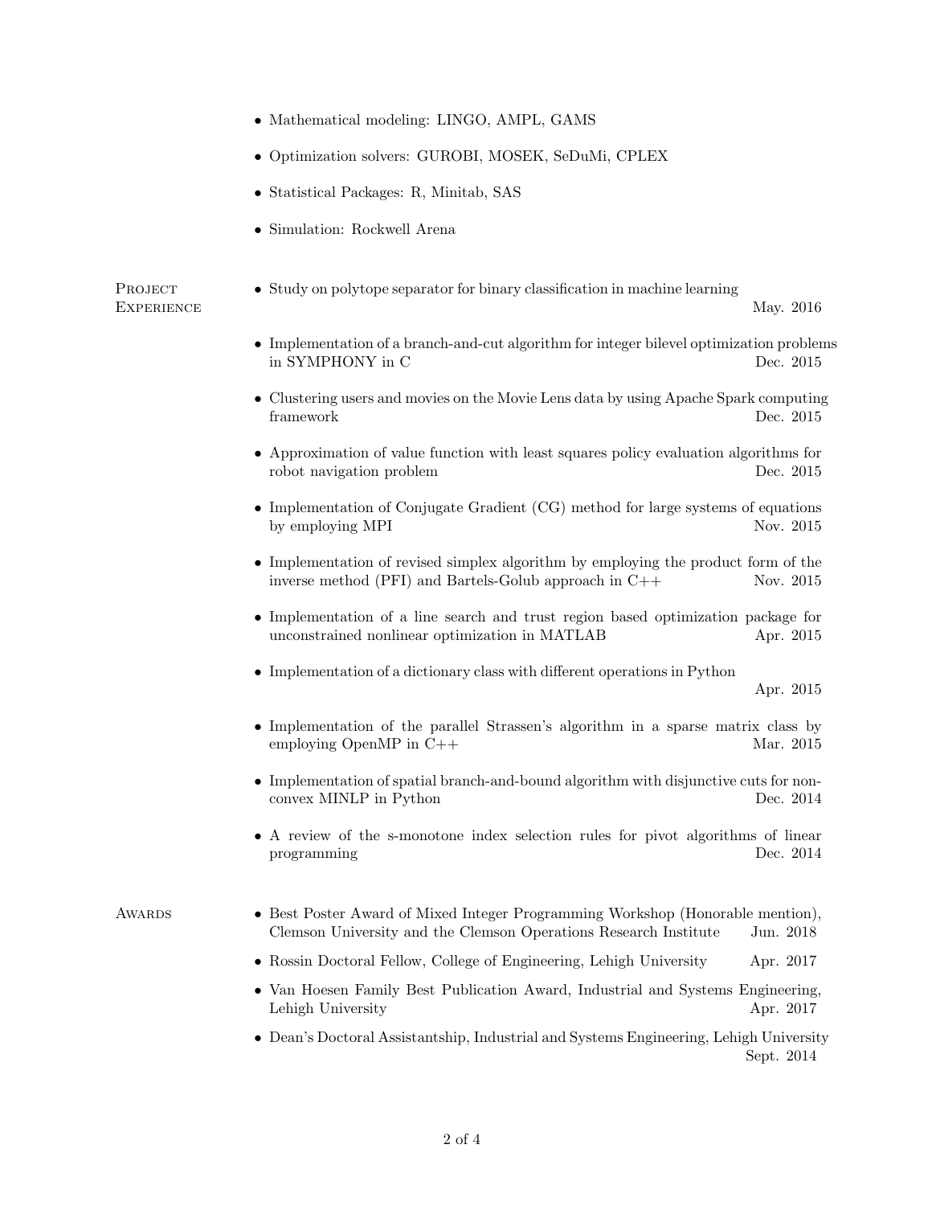- Mathematical modeling: LINGO, AMPL, GAMS
- Optimization solvers: GUROBI, MOSEK, SeDuMi, CPLEX
- Statistical Packages: R, Minitab, SAS
- Simulation: Rockwell Arena

## Project Experience

- Study on polytope separator for binary classification in machine learning — May. 2016
- Implementation of a branch-and-cut algorithm for integer bilevel optimization problems in SYMPHONY in C — Dec. 2015
- Clustering users and movies on the Movie Lens data by using Apache Spark computing framework — Dec. 2015
- Approximation of value function with least squares policy evaluation algorithms for robot navigation problem — Dec. 2015
- Implementation of Conjugate Gradient (CG) method for large systems of equations by employing MPI — Nov. 2015
- Implementation of revised simplex algorithm by employing the product form of the inverse method (PFI) and Bartels-Golub approach in C++ — Nov. 2015
- Implementation of a line search and trust region based optimization package for unconstrained nonlinear optimization in MATLAB — Apr. 2015
- Implementation of a dictionary class with different operations in Python — Apr. 2015
- Implementation of the parallel Strassen's algorithm in a sparse matrix class by employing OpenMP in C++ — Mar. 2015
- Implementation of spatial branch-and-bound algorithm with disjunctive cuts for non-convex MINLP in Python — Dec. 2014
- A review of the s-monotone index selection rules for pivot algorithms of linear programming — Dec. 2014

## Awards

- Best Poster Award of Mixed Integer Programming Workshop (Honorable mention), Clemson University and the Clemson Operations Research Institute — Jun. 2018
- Rossin Doctoral Fellow, College of Engineering, Lehigh University — Apr. 2017
- Van Hoesen Family Best Publication Award, Industrial and Systems Engineering, Lehigh University — Apr. 2017
- Dean's Doctoral Assistantship, Industrial and Systems Engineering, Lehigh University — Sept. 2014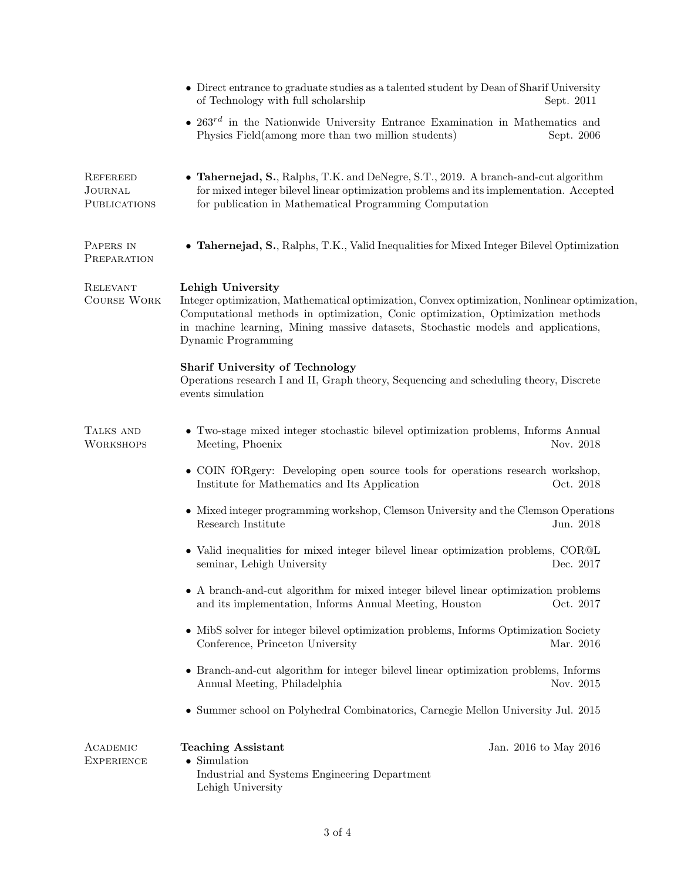- Direct entrance to graduate studies as a talented student by Dean of Sharif University of Technology with full scholarship — Sept. 2011
- $263^{rd}$ in the Nationwide University Entrance Examination in Mathematics and Physics Field(among more than two million students) — Sept. 2006

## Refereed Journal Publications

- **Tahernejad, S.**, Ralphs, T.K. and DeNegre, S.T., 2019. A branch-and-cut algorithm for mixed integer bilevel linear optimization problems and its implementation. Accepted for publication in Mathematical Programming Computation

## Papers in Preparation

- **Tahernejad, S.**, Ralphs, T.K., Valid Inequalities for Mixed Integer Bilevel Optimization

## Relevant Course Work

**Lehigh University**
Integer optimization, Mathematical optimization, Convex optimization, Nonlinear optimization, Computational methods in optimization, Conic optimization, Optimization methods in machine learning, Mining massive datasets, Stochastic models and applications, Dynamic Programming

**Sharif University of Technology**
Operations research I and II, Graph theory, Sequencing and scheduling theory, Discrete events simulation

## Talks and Workshops

- Two-stage mixed integer stochastic bilevel optimization problems, Informs Annual Meeting, Phoenix — Nov. 2018
- COIN fORgery: Developing open source tools for operations research workshop, Institute for Mathematics and Its Application — Oct. 2018
- Mixed integer programming workshop, Clemson University and the Clemson Operations Research Institute — Jun. 2018
- Valid inequalities for mixed integer bilevel linear optimization problems, COR@L seminar, Lehigh University — Dec. 2017
- A branch-and-cut algorithm for mixed integer bilevel linear optimization problems and its implementation, Informs Annual Meeting, Houston — Oct. 2017
- MibS solver for integer bilevel optimization problems, Informs Optimization Society Conference, Princeton University — Mar. 2016
- Branch-and-cut algorithm for integer bilevel linear optimization problems, Informs Annual Meeting, Philadelphia — Nov. 2015
- Summer school on Polyhedral Combinatorics, Carnegie Mellon University — Jul. 2015

## Academic Experience

**Teaching Assistant** — Jan. 2016 to May 2016

- Simulation
  Industrial and Systems Engineering Department
  Lehigh University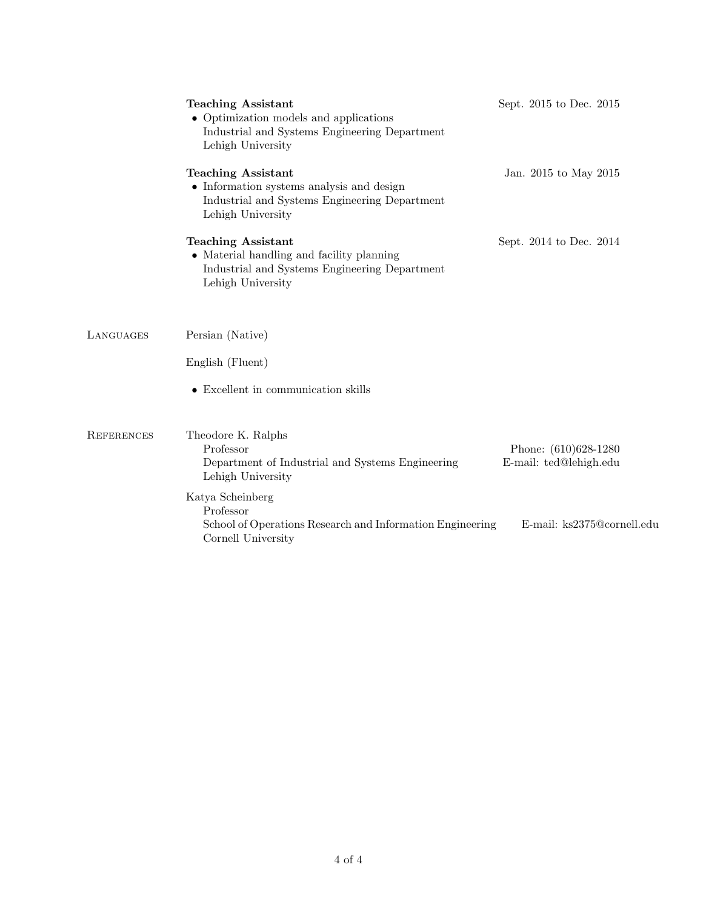**Teaching Assistant** Sept. 2015 to Dec. 2015

- Optimization models and applications
  Industrial and Systems Engineering Department
  Lehigh University

**Teaching Assistant** Jan. 2015 to May 2015

- Information systems analysis and design
  Industrial and Systems Engineering Department
  Lehigh University

**Teaching Assistant** Sept. 2014 to Dec. 2014

- Material handling and facility planning
  Industrial and Systems Engineering Department
  Lehigh University

## Languages

Persian (Native)

English (Fluent)

- Excellent in communication skills

## References

Theodore K. Ralphs
Professor
Department of Industrial and Systems Engineering
Lehigh University
Phone: (610)628-1280
E-mail: ted@lehigh.edu

Katya Scheinberg
Professor
School of Operations Research and Information Engineering
Cornell University
E-mail: ks2375@cornell.edu